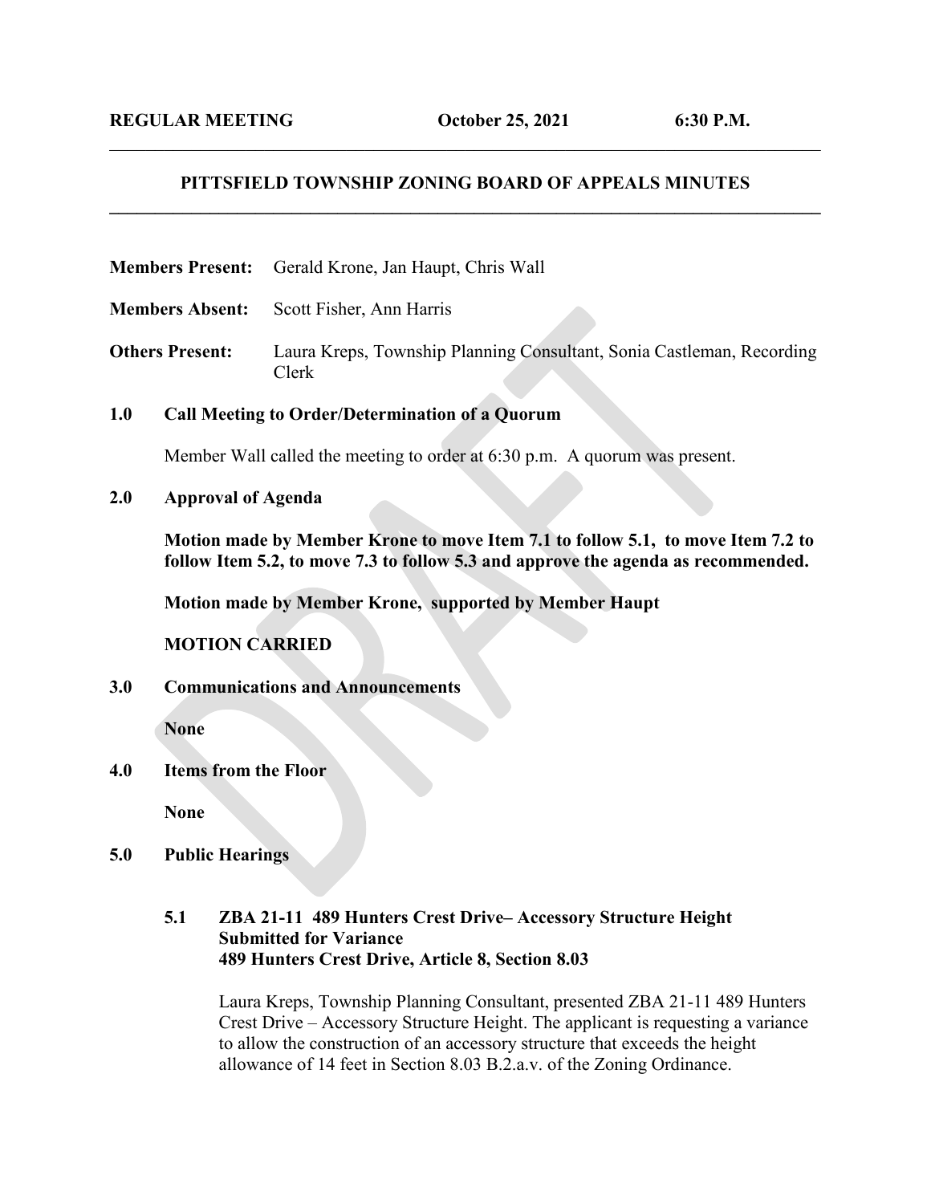**REGULAR MEETING** **October 25, 2021** **6:30 P.M.**

## PITTSFIELD TOWNSHIP ZONING BOARD OF APPEALS MINUTES

**Members Present:** Gerald Krone, Jan Haupt, Chris Wall

**Members Absent:** Scott Fisher, Ann Harris

**Others Present:** Laura Kreps, Township Planning Consultant, Sonia Castleman, Recording Clerk

### 1.0 Call Meeting to Order/Determination of a Quorum

Member Wall called the meeting to order at 6:30 p.m. A quorum was present.

### 2.0 Approval of Agenda

**Motion made by Member Krone to move Item 7.1 to follow 5.1, to move Item 7.2 to follow Item 5.2, to move 7.3 to follow 5.3 and approve the agenda as recommended.**

**Motion made by Member Krone, supported by Member Haupt**

**MOTION CARRIED**

### 3.0 Communications and Announcements

**None**

### 4.0 Items from the Floor

**None**

### 5.0 Public Hearings

#### 5.1 ZBA 21-11 489 Hunters Crest Drive– Accessory Structure Height Submitted for Variance 489 Hunters Crest Drive, Article 8, Section 8.03

Laura Kreps, Township Planning Consultant, presented ZBA 21-11 489 Hunters Crest Drive – Accessory Structure Height. The applicant is requesting a variance to allow the construction of an accessory structure that exceeds the height allowance of 14 feet in Section 8.03 B.2.a.v. of the Zoning Ordinance.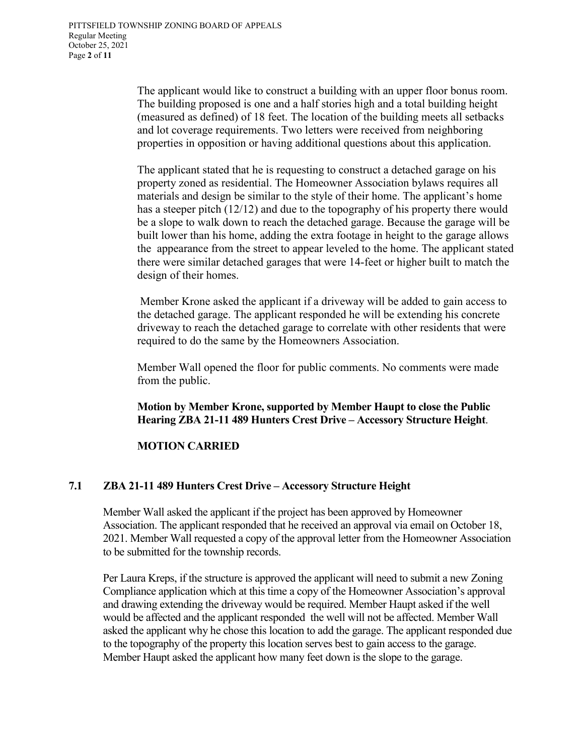The applicant would like to construct a building with an upper floor bonus room. The building proposed is one and a half stories high and a total building height (measured as defined) of 18 feet. The location of the building meets all setbacks and lot coverage requirements. Two letters were received from neighboring properties in opposition or having additional questions about this application.

The applicant stated that he is requesting to construct a detached garage on his property zoned as residential. The Homeowner Association bylaws requires all materials and design be similar to the style of their home. The applicant's home has a steeper pitch (12/12) and due to the topography of his property there would be a slope to walk down to reach the detached garage. Because the garage will be built lower than his home, adding the extra footage in height to the garage allows the appearance from the street to appear leveled to the home. The applicant stated there were similar detached garages that were 14-feet or higher built to match the design of their homes.

Member Krone asked the applicant if a driveway will be added to gain access to the detached garage. The applicant responded he will be extending his concrete driveway to reach the detached garage to correlate with other residents that were required to do the same by the Homeowners Association.

Member Wall opened the floor for public comments. No comments were made from the public.

**Motion by Member Krone, supported by Member Haupt to close the Public Hearing ZBA 21-11 489 Hunters Crest Drive – Accessory Structure Height**.

**MOTION CARRIED**

## 7.1 ZBA 21-11 489 Hunters Crest Drive – Accessory Structure Height

Member Wall asked the applicant if the project has been approved by Homeowner Association. The applicant responded that he received an approval via email on October 18, 2021. Member Wall requested a copy of the approval letter from the Homeowner Association to be submitted for the township records.

Per Laura Kreps, if the structure is approved the applicant will need to submit a new Zoning Compliance application which at this time a copy of the Homeowner Association's approval and drawing extending the driveway would be required. Member Haupt asked if the well would be affected and the applicant responded the well will not be affected. Member Wall asked the applicant why he chose this location to add the garage. The applicant responded due to the topography of the property this location serves best to gain access to the garage. Member Haupt asked the applicant how many feet down is the slope to the garage.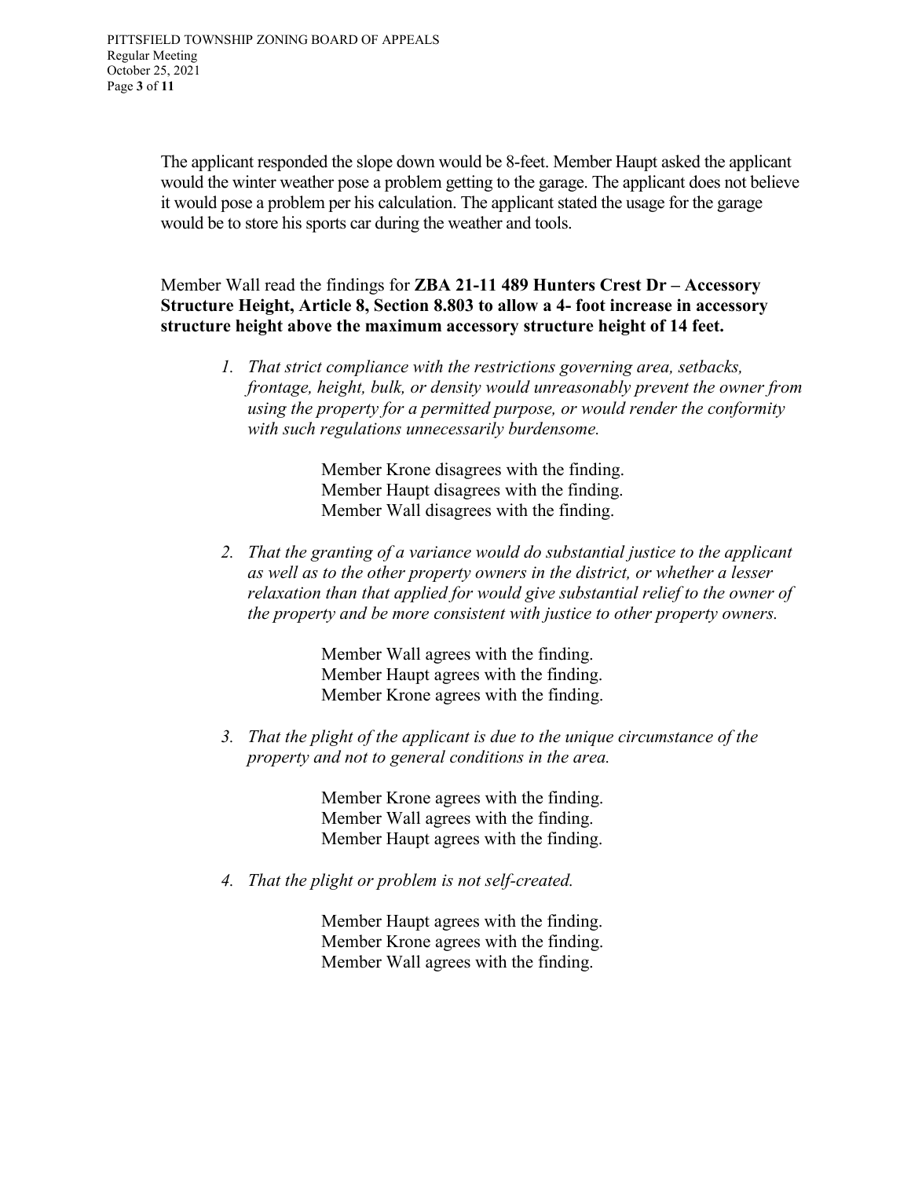The applicant responded the slope down would be 8-feet. Member Haupt asked the applicant would the winter weather pose a problem getting to the garage. The applicant does not believe it would pose a problem per his calculation. The applicant stated the usage for the garage would be to store his sports car during the weather and tools.

Member Wall read the findings for **ZBA 21-11 489 Hunters Crest Dr – Accessory Structure Height, Article 8, Section 8.803 to allow a 4- foot increase in accessory structure height above the maximum accessory structure height of 14 feet.**

1. *That strict compliance with the restrictions governing area, setbacks, frontage, height, bulk, or density would unreasonably prevent the owner from using the property for a permitted purpose, or would render the conformity with such regulations unnecessarily burdensome.*

   Member Krone disagrees with the finding.
   Member Haupt disagrees with the finding.
   Member Wall disagrees with the finding.

2. *That the granting of a variance would do substantial justice to the applicant as well as to the other property owners in the district, or whether a lesser relaxation than that applied for would give substantial relief to the owner of the property and be more consistent with justice to other property owners.*

   Member Wall agrees with the finding.
   Member Haupt agrees with the finding.
   Member Krone agrees with the finding.

3. *That the plight of the applicant is due to the unique circumstance of the property and not to general conditions in the area.*

   Member Krone agrees with the finding.
   Member Wall agrees with the finding.
   Member Haupt agrees with the finding.

4. *That the plight or problem is not self-created.*

   Member Haupt agrees with the finding.
   Member Krone agrees with the finding.
   Member Wall agrees with the finding.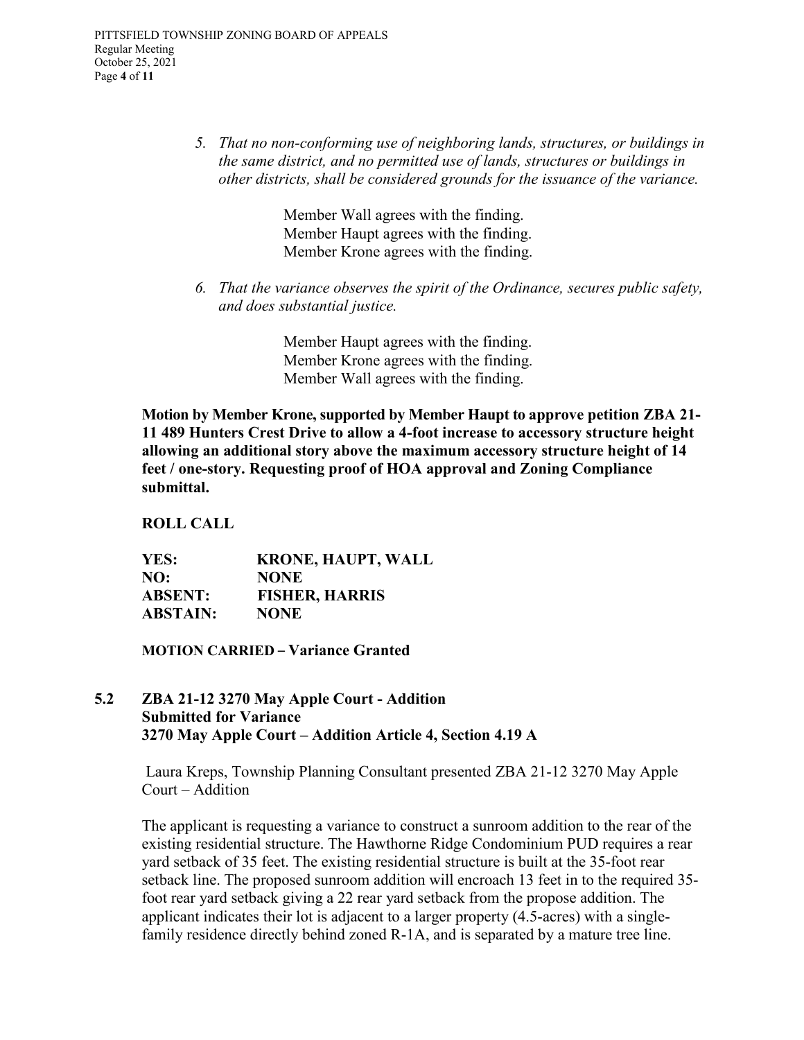5. *That no non-conforming use of neighboring lands, structures, or buildings in the same district, and no permitted use of lands, structures or buildings in other districts, shall be considered grounds for the issuance of the variance.*

   Member Wall agrees with the finding.
   Member Haupt agrees with the finding.
   Member Krone agrees with the finding.

6. *That the variance observes the spirit of the Ordinance, secures public safety, and does substantial justice.*

   Member Haupt agrees with the finding.
   Member Krone agrees with the finding.
   Member Wall agrees with the finding.

**Motion by Member Krone, supported by Member Haupt to approve petition ZBA 21-11 489 Hunters Crest Drive to allow a 4-foot increase to accessory structure height allowing an additional story above the maximum accessory structure height of 14 feet / one-story. Requesting proof of HOA approval and Zoning Compliance submittal.**

**ROLL CALL**

| | |
|---|---|
| **YES:** | **KRONE, HAUPT, WALL** |
| **NO:** | **NONE** |
| **ABSENT:** | **FISHER, HARRIS** |
| **ABSTAIN:** | **NONE** |

**MOTION CARRIED – Variance Granted**

## 5.2 ZBA 21-12 3270 May Apple Court - Addition
**Submitted for Variance**
**3270 May Apple Court – Addition Article 4, Section 4.19 A**

Laura Kreps, Township Planning Consultant presented ZBA 21-12 3270 May Apple Court – Addition

The applicant is requesting a variance to construct a sunroom addition to the rear of the existing residential structure. The Hawthorne Ridge Condominium PUD requires a rear yard setback of 35 feet. The existing residential structure is built at the 35-foot rear setback line. The proposed sunroom addition will encroach 13 feet in to the required 35-foot rear yard setback giving a 22 rear yard setback from the propose addition. The applicant indicates their lot is adjacent to a larger property (4.5-acres) with a single-family residence directly behind zoned R-1A, and is separated by a mature tree line.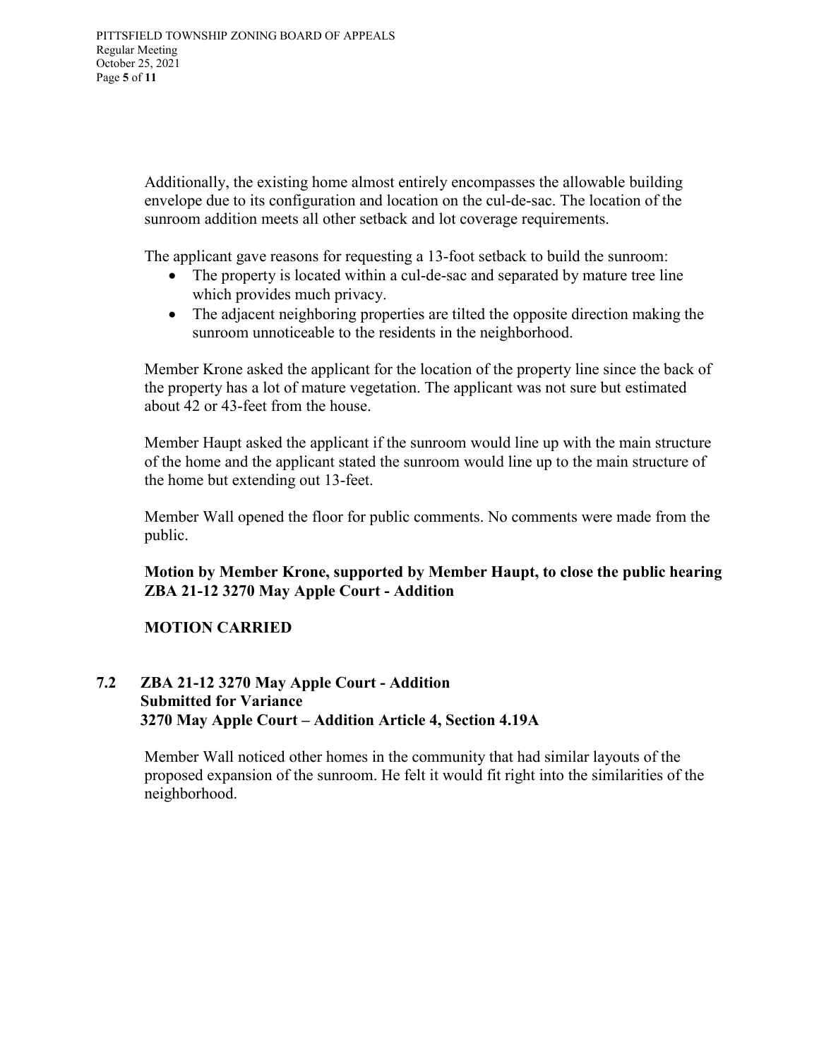Additionally, the existing home almost entirely encompasses the allowable building envelope due to its configuration and location on the cul-de-sac. The location of the sunroom addition meets all other setback and lot coverage requirements.

The applicant gave reasons for requesting a 13-foot setback to build the sunroom:

- The property is located within a cul-de-sac and separated by mature tree line which provides much privacy.
- The adjacent neighboring properties are tilted the opposite direction making the sunroom unnoticeable to the residents in the neighborhood.

Member Krone asked the applicant for the location of the property line since the back of the property has a lot of mature vegetation. The applicant was not sure but estimated about 42 or 43-feet from the house.

Member Haupt asked the applicant if the sunroom would line up with the main structure of the home and the applicant stated the sunroom would line up to the main structure of the home but extending out 13-feet.

Member Wall opened the floor for public comments. No comments were made from the public.

**Motion by Member Krone, supported by Member Haupt, to close the public hearing ZBA 21-12 3270 May Apple Court - Addition**

**MOTION CARRIED**

## 7.2 ZBA 21-12 3270 May Apple Court - Addition Submitted for Variance 3270 May Apple Court – Addition Article 4, Section 4.19A

Member Wall noticed other homes in the community that had similar layouts of the proposed expansion of the sunroom. He felt it would fit right into the similarities of the neighborhood.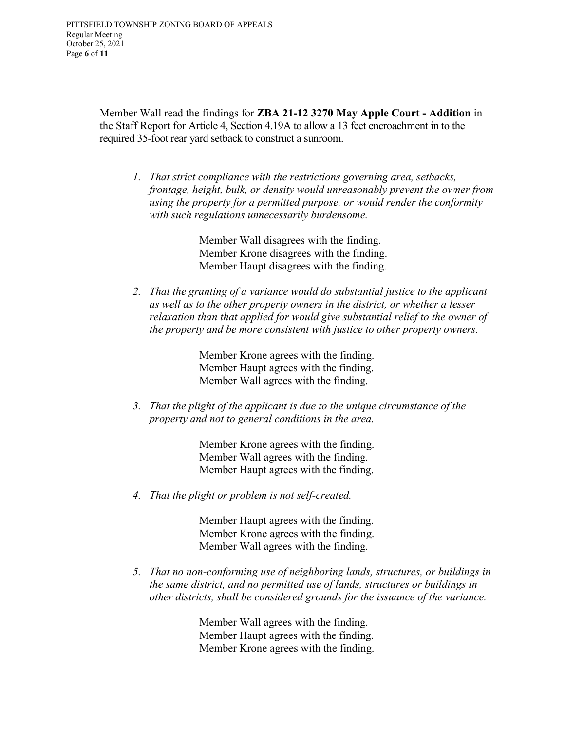Member Wall read the findings for **ZBA 21-12 3270 May Apple Court - Addition** in the Staff Report for Article 4, Section 4.19A to allow a 13 feet encroachment in to the required 35-foot rear yard setback to construct a sunroom.

1. *That strict compliance with the restrictions governing area, setbacks, frontage, height, bulk, or density would unreasonably prevent the owner from using the property for a permitted purpose, or would render the conformity with such regulations unnecessarily burdensome.*

   Member Wall disagrees with the finding.
   Member Krone disagrees with the finding.
   Member Haupt disagrees with the finding.

2. *That the granting of a variance would do substantial justice to the applicant as well as to the other property owners in the district, or whether a lesser relaxation than that applied for would give substantial relief to the owner of the property and be more consistent with justice to other property owners.*

   Member Krone agrees with the finding.
   Member Haupt agrees with the finding.
   Member Wall agrees with the finding.

3. *That the plight of the applicant is due to the unique circumstance of the property and not to general conditions in the area.*

   Member Krone agrees with the finding.
   Member Wall agrees with the finding.
   Member Haupt agrees with the finding.

4. *That the plight or problem is not self-created.*

   Member Haupt agrees with the finding.
   Member Krone agrees with the finding.
   Member Wall agrees with the finding.

5. *That no non-conforming use of neighboring lands, structures, or buildings in the same district, and no permitted use of lands, structures or buildings in other districts, shall be considered grounds for the issuance of the variance.*

   Member Wall agrees with the finding.
   Member Haupt agrees with the finding.
   Member Krone agrees with the finding.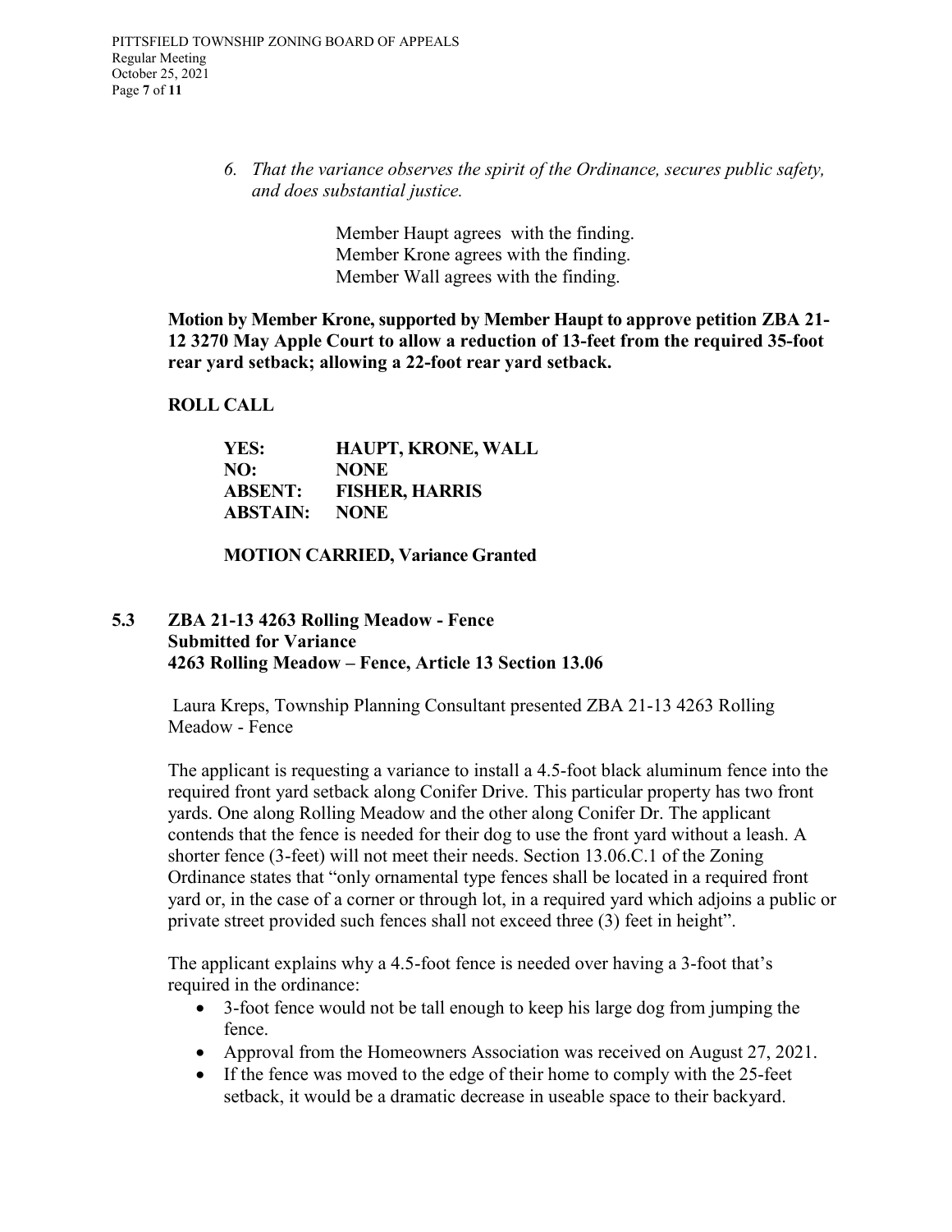*6. That the variance observes the spirit of the Ordinance, secures public safety, and does substantial justice.*

Member Haupt agrees with the finding.
Member Krone agrees with the finding.
Member Wall agrees with the finding.

**Motion by Member Krone, supported by Member Haupt to approve petition ZBA 21-12 3270 May Apple Court to allow a reduction of 13-feet from the required 35-foot rear yard setback; allowing a 22-foot rear yard setback.**

**ROLL CALL**

| | |
|---|---|
| **YES:** | **HAUPT, KRONE, WALL** |
| **NO:** | **NONE** |
| **ABSENT:** | **FISHER, HARRIS** |
| **ABSTAIN:** | **NONE** |

**MOTION CARRIED, Variance Granted**

## 5.3 ZBA 21-13 4263 Rolling Meadow - Fence
**Submitted for Variance**
**4263 Rolling Meadow – Fence, Article 13 Section 13.06**

Laura Kreps, Township Planning Consultant presented ZBA 21-13 4263 Rolling Meadow - Fence

The applicant is requesting a variance to install a 4.5-foot black aluminum fence into the required front yard setback along Conifer Drive. This particular property has two front yards. One along Rolling Meadow and the other along Conifer Dr. The applicant contends that the fence is needed for their dog to use the front yard without a leash. A shorter fence (3-feet) will not meet their needs. Section 13.06.C.1 of the Zoning Ordinance states that "only ornamental type fences shall be located in a required front yard or, in the case of a corner or through lot, in a required yard which adjoins a public or private street provided such fences shall not exceed three (3) feet in height".

The applicant explains why a 4.5-foot fence is needed over having a 3-foot that's required in the ordinance:

- 3-foot fence would not be tall enough to keep his large dog from jumping the fence.
- Approval from the Homeowners Association was received on August 27, 2021.
- If the fence was moved to the edge of their home to comply with the 25-feet setback, it would be a dramatic decrease in useable space to their backyard.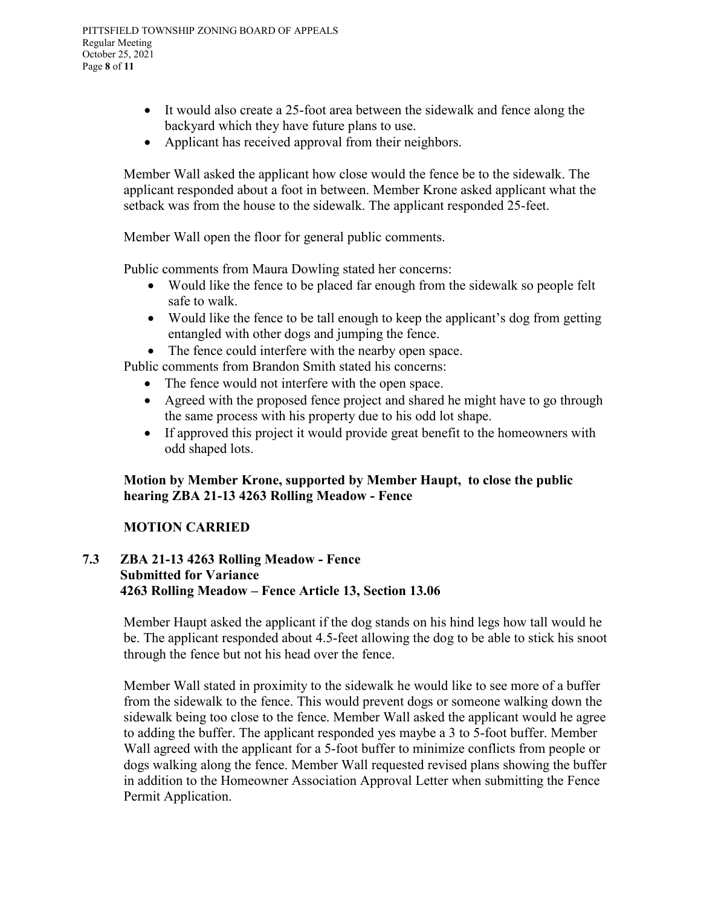- It would also create a 25-foot area between the sidewalk and fence along the backyard which they have future plans to use.
- Applicant has received approval from their neighbors.

Member Wall asked the applicant how close would the fence be to the sidewalk. The applicant responded about a foot in between. Member Krone asked applicant what the setback was from the house to the sidewalk. The applicant responded 25-feet.

Member Wall open the floor for general public comments.

Public comments from Maura Dowling stated her concerns:

- Would like the fence to be placed far enough from the sidewalk so people felt safe to walk.
- Would like the fence to be tall enough to keep the applicant's dog from getting entangled with other dogs and jumping the fence.
- The fence could interfere with the nearby open space.

Public comments from Brandon Smith stated his concerns:

- The fence would not interfere with the open space.
- Agreed with the proposed fence project and shared he might have to go through the same process with his property due to his odd lot shape.
- If approved this project it would provide great benefit to the homeowners with odd shaped lots.

**Motion by Member Krone, supported by Member Haupt, to close the public hearing ZBA 21-13 4263 Rolling Meadow - Fence**

**MOTION CARRIED**

**7.3 ZBA 21-13 4263 Rolling Meadow - Fence**
**Submitted for Variance**
**4263 Rolling Meadow – Fence Article 13, Section 13.06**

Member Haupt asked the applicant if the dog stands on his hind legs how tall would he be. The applicant responded about 4.5-feet allowing the dog to be able to stick his snoot through the fence but not his head over the fence.

Member Wall stated in proximity to the sidewalk he would like to see more of a buffer from the sidewalk to the fence. This would prevent dogs or someone walking down the sidewalk being too close to the fence. Member Wall asked the applicant would he agree to adding the buffer. The applicant responded yes maybe a 3 to 5-foot buffer. Member Wall agreed with the applicant for a 5-foot buffer to minimize conflicts from people or dogs walking along the fence. Member Wall requested revised plans showing the buffer in addition to the Homeowner Association Approval Letter when submitting the Fence Permit Application.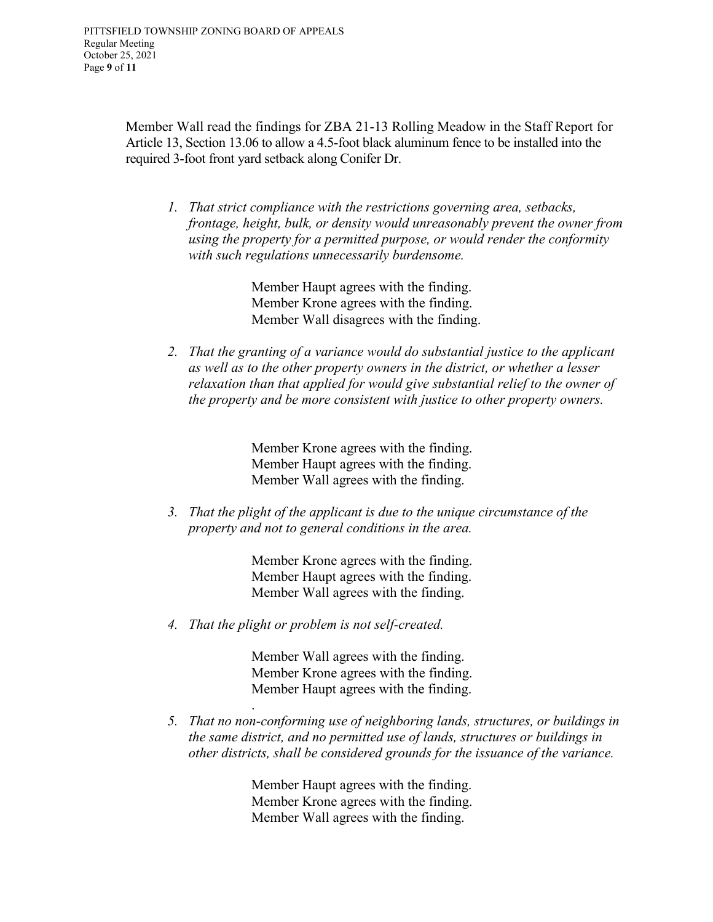Member Wall read the findings for ZBA 21-13 Rolling Meadow in the Staff Report for Article 13, Section 13.06 to allow a 4.5-foot black aluminum fence to be installed into the required 3-foot front yard setback along Conifer Dr.

1. *That strict compliance with the restrictions governing area, setbacks, frontage, height, bulk, or density would unreasonably prevent the owner from using the property for a permitted purpose, or would render the conformity with such regulations unnecessarily burdensome.*

   Member Haupt agrees with the finding.
   Member Krone agrees with the finding.
   Member Wall disagrees with the finding.

2. *That the granting of a variance would do substantial justice to the applicant as well as to the other property owners in the district, or whether a lesser relaxation than that applied for would give substantial relief to the owner of the property and be more consistent with justice to other property owners.*

   Member Krone agrees with the finding.
   Member Haupt agrees with the finding.
   Member Wall agrees with the finding.

3. *That the plight of the applicant is due to the unique circumstance of the property and not to general conditions in the area.*

   Member Krone agrees with the finding.
   Member Haupt agrees with the finding.
   Member Wall agrees with the finding.

4. *That the plight or problem is not self-created.*

   Member Wall agrees with the finding.
   Member Krone agrees with the finding.
   Member Haupt agrees with the finding.

5. *That no non-conforming use of neighboring lands, structures, or buildings in the same district, and no permitted use of lands, structures or buildings in other districts, shall be considered grounds for the issuance of the variance.*

   Member Haupt agrees with the finding.
   Member Krone agrees with the finding.
   Member Wall agrees with the finding.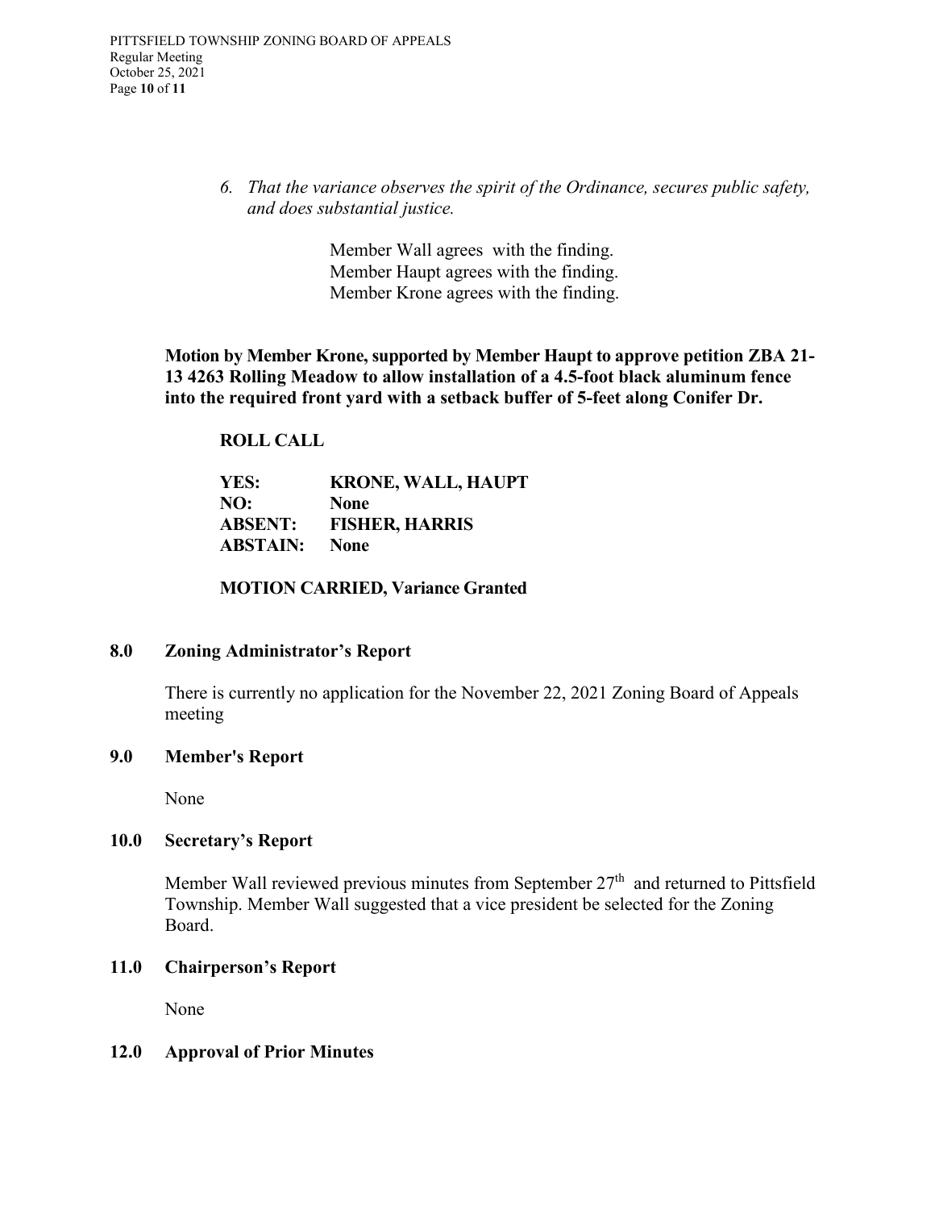6. *That the variance observes the spirit of the Ordinance, secures public safety, and does substantial justice.*

   Member Wall agrees with the finding.
   Member Haupt agrees with the finding.
   Member Krone agrees with the finding.

**Motion by Member Krone, supported by Member Haupt to approve petition ZBA 21-13 4263 Rolling Meadow to allow installation of a 4.5-foot black aluminum fence into the required front yard with a setback buffer of 5-feet along Conifer Dr.**

**ROLL CALL**

| | |
|---|---|
| **YES:** | **KRONE, WALL, HAUPT** |
| **NO:** | **None** |
| **ABSENT:** | **FISHER, HARRIS** |
| **ABSTAIN:** | **None** |

**MOTION CARRIED, Variance Granted**

## 8.0 Zoning Administrator's Report

There is currently no application for the November 22, 2021 Zoning Board of Appeals meeting

## 9.0 Member's Report

None

## 10.0 Secretary's Report

Member Wall reviewed previous minutes from September 27th and returned to Pittsfield Township. Member Wall suggested that a vice president be selected for the Zoning Board.

## 11.0 Chairperson's Report

None

## 12.0 Approval of Prior Minutes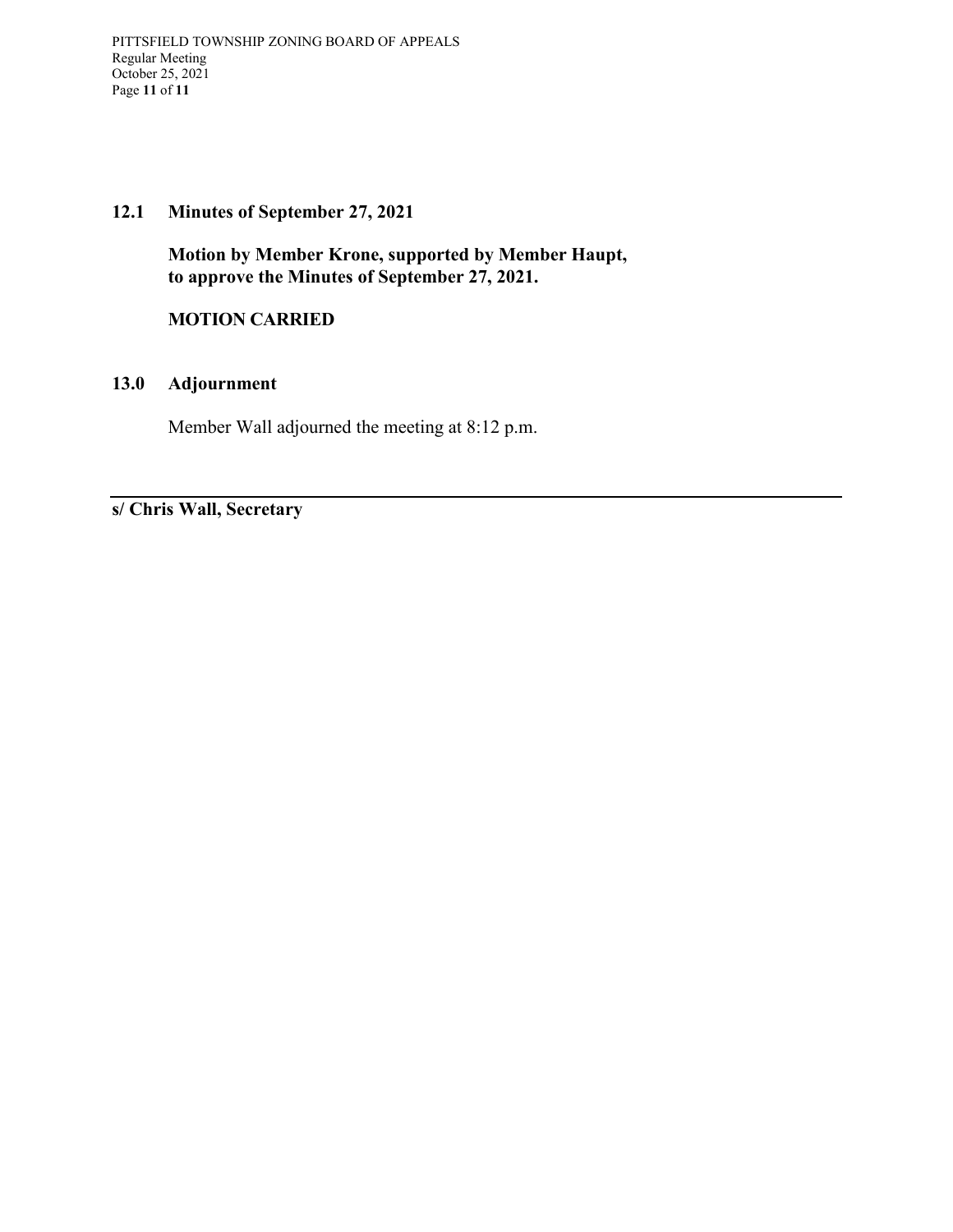## 12.1 Minutes of September 27, 2021

**Motion by Member Krone, supported by Member Haupt, to approve the Minutes of September 27, 2021.**

**MOTION CARRIED**

## 13.0 Adjournment

Member Wall adjourned the meeting at 8:12 p.m.

---

**s/ Chris Wall, Secretary**